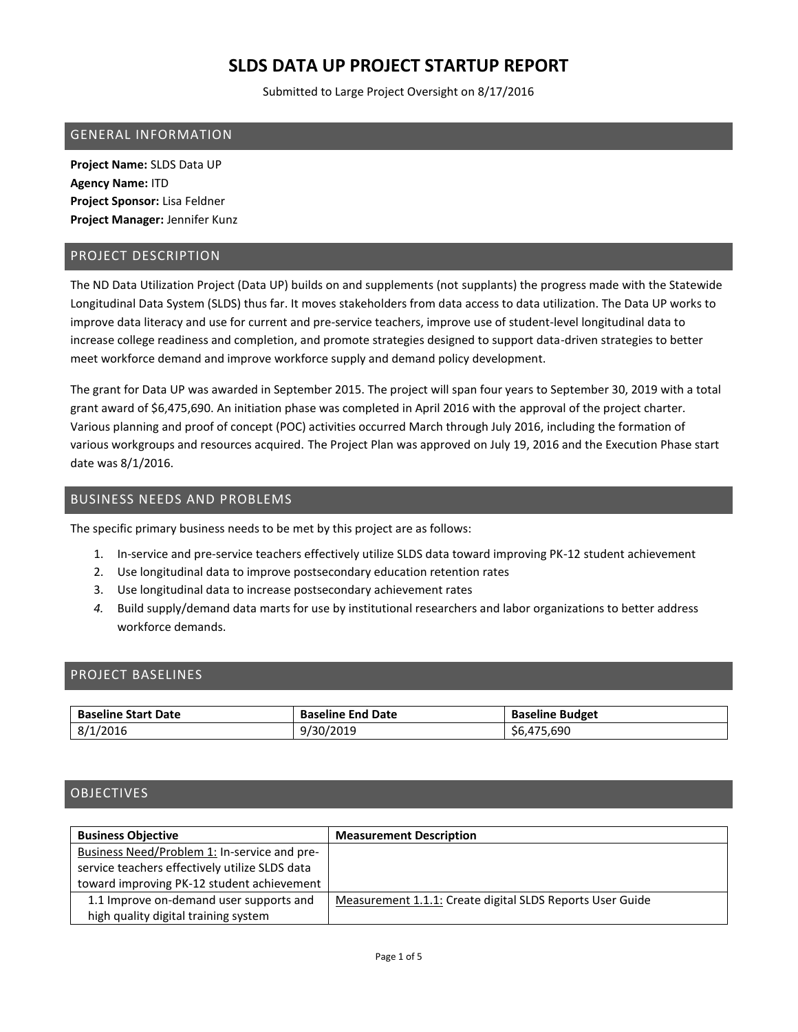# SLDS DATA UP PROJECT STARTUP REPORT

Submitted to Large Project Oversight on 8/17/2016

## GENERAL INFORMATION

**Project Name:** SLDS Data UP
**Agency Name:** ITD
**Project Sponsor:** Lisa Feldner
**Project Manager:** Jennifer Kunz

## PROJECT DESCRIPTION

The ND Data Utilization Project (Data UP) builds on and supplements (not supplants) the progress made with the Statewide Longitudinal Data System (SLDS) thus far. It moves stakeholders from data access to data utilization. The Data UP works to improve data literacy and use for current and pre-service teachers, improve use of student-level longitudinal data to increase college readiness and completion, and promote strategies designed to support data-driven strategies to better meet workforce demand and improve workforce supply and demand policy development.

The grant for Data UP was awarded in September 2015. The project will span four years to September 30, 2019 with a total grant award of $6,475,690. An initiation phase was completed in April 2016 with the approval of the project charter. Various planning and proof of concept (POC) activities occurred March through July 2016, including the formation of various workgroups and resources acquired. The Project Plan was approved on July 19, 2016 and the Execution Phase start date was 8/1/2016.

## BUSINESS NEEDS AND PROBLEMS

The specific primary business needs to be met by this project are as follows:

1. In-service and pre-service teachers effectively utilize SLDS data toward improving PK-12 student achievement
2. Use longitudinal data to improve postsecondary education retention rates
3. Use longitudinal data to increase postsecondary achievement rates
4. Build supply/demand data marts for use by institutional researchers and labor organizations to better address workforce demands.

## PROJECT BASELINES

| Baseline Start Date | Baseline End Date | Baseline Budget |
|---|---|---|
| 8/1/2016 | 9/30/2019 | $6,475,690 |

## OBJECTIVES

| Business Objective | Measurement Description |
|---|---|
| Business Need/Problem 1: In-service and pre-service teachers effectively utilize SLDS data toward improving PK-12 student achievement | |
| 1.1 Improve on-demand user supports and high quality digital training system | Measurement 1.1.1: Create digital SLDS Reports User Guide |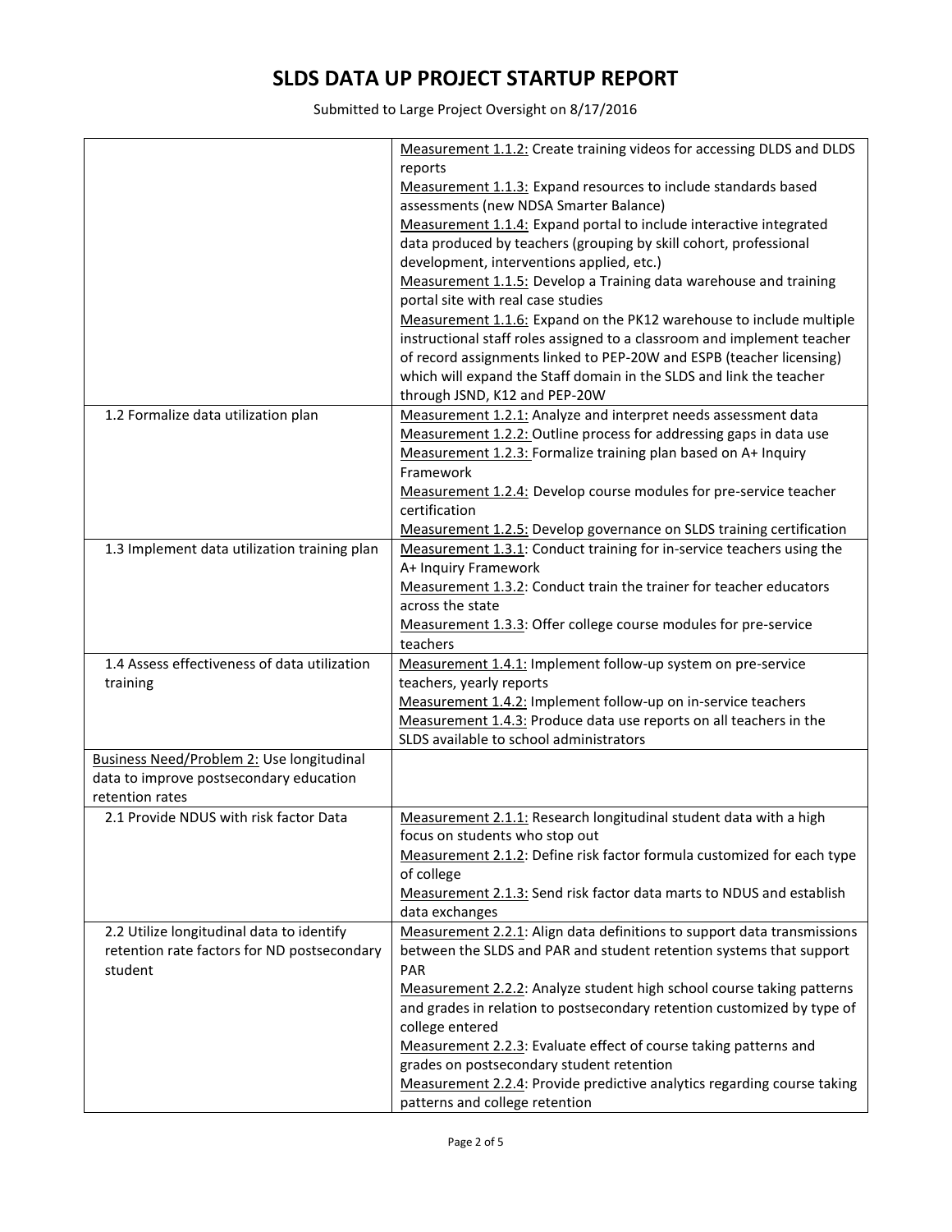# SLDS DATA UP PROJECT STARTUP REPORT

Submitted to Large Project Oversight on 8/17/2016

| | |
|---|---|
| | Measurement 1.1.2: Create training videos for accessing DLDS and DLDS reports<br>Measurement 1.1.3: Expand resources to include standards based assessments (new NDSA Smarter Balance)<br>Measurement 1.1.4: Expand portal to include interactive integrated data produced by teachers (grouping by skill cohort, professional development, interventions applied, etc.)<br>Measurement 1.1.5: Develop a Training data warehouse and training portal site with real case studies<br>Measurement 1.1.6: Expand on the PK12 warehouse to include multiple instructional staff roles assigned to a classroom and implement teacher of record assignments linked to PEP-20W and ESPB (teacher licensing) which will expand the Staff domain in the SLDS and link the teacher through JSND, K12 and PEP-20W |
| 1.2 Formalize data utilization plan | Measurement 1.2.1: Analyze and interpret needs assessment data<br>Measurement 1.2.2: Outline process for addressing gaps in data use<br>Measurement 1.2.3: Formalize training plan based on A+ Inquiry Framework<br>Measurement 1.2.4: Develop course modules for pre-service teacher certification<br>Measurement 1.2.5: Develop governance on SLDS training certification |
| 1.3 Implement data utilization training plan | Measurement 1.3.1: Conduct training for in-service teachers using the A+ Inquiry Framework<br>Measurement 1.3.2: Conduct train the trainer for teacher educators across the state<br>Measurement 1.3.3: Offer college course modules for pre-service teachers |
| 1.4 Assess effectiveness of data utilization training | Measurement 1.4.1: Implement follow-up system on pre-service teachers, yearly reports<br>Measurement 1.4.2: Implement follow-up on in-service teachers<br>Measurement 1.4.3: Produce data use reports on all teachers in the SLDS available to school administrators |
| Business Need/Problem 2: Use longitudinal data to improve postsecondary education retention rates | |
| 2.1 Provide NDUS with risk factor Data | Measurement 2.1.1: Research longitudinal student data with a high focus on students who stop out<br>Measurement 2.1.2: Define risk factor formula customized for each type of college<br>Measurement 2.1.3: Send risk factor data marts to NDUS and establish data exchanges |
| 2.2 Utilize longitudinal data to identify retention rate factors for ND postsecondary student | Measurement 2.2.1: Align data definitions to support data transmissions between the SLDS and PAR and student retention systems that support PAR<br>Measurement 2.2.2: Analyze student high school course taking patterns and grades in relation to postsecondary retention customized by type of college entered<br>Measurement 2.2.3: Evaluate effect of course taking patterns and grades on postsecondary student retention<br>Measurement 2.2.4: Provide predictive analytics regarding course taking patterns and college retention |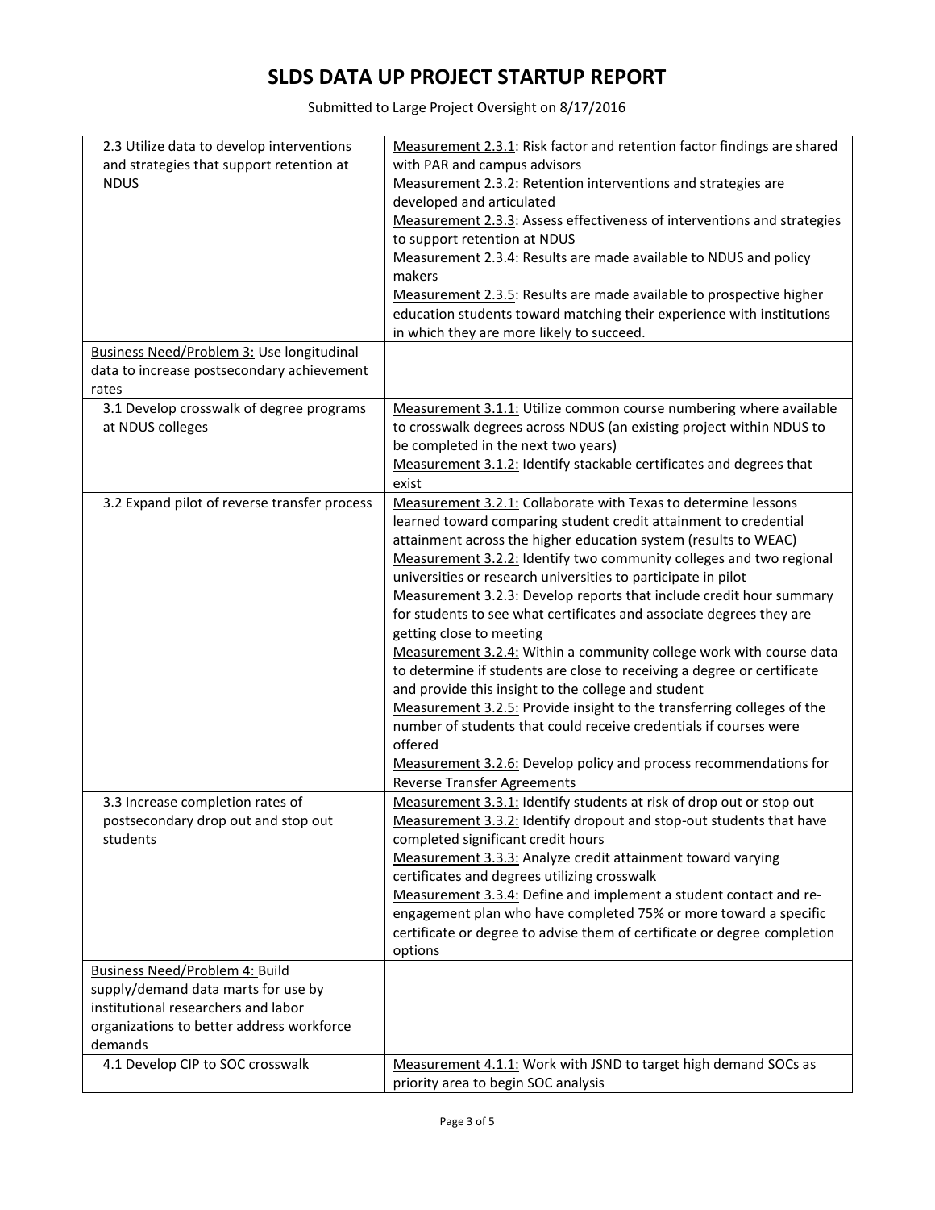# SLDS DATA UP PROJECT STARTUP REPORT

Submitted to Large Project Oversight on 8/17/2016

| | |
|---|---|
| 2.3 Utilize data to develop interventions and strategies that support retention at NDUS | Measurement 2.3.1: Risk factor and retention factor findings are shared with PAR and campus advisors<br>Measurement 2.3.2: Retention interventions and strategies are developed and articulated<br>Measurement 2.3.3: Assess effectiveness of interventions and strategies to support retention at NDUS<br>Measurement 2.3.4: Results are made available to NDUS and policy makers<br>Measurement 2.3.5: Results are made available to prospective higher education students toward matching their experience with institutions in which they are more likely to succeed. |
| Business Need/Problem 3: Use longitudinal data to increase postsecondary achievement rates | |
| 3.1 Develop crosswalk of degree programs at NDUS colleges | Measurement 3.1.1: Utilize common course numbering where available to crosswalk degrees across NDUS (an existing project within NDUS to be completed in the next two years)<br>Measurement 3.1.2: Identify stackable certificates and degrees that exist |
| 3.2 Expand pilot of reverse transfer process | Measurement 3.2.1: Collaborate with Texas to determine lessons learned toward comparing student credit attainment to credential attainment across the higher education system (results to WEAC)<br>Measurement 3.2.2: Identify two community colleges and two regional universities or research universities to participate in pilot<br>Measurement 3.2.3: Develop reports that include credit hour summary for students to see what certificates and associate degrees they are getting close to meeting<br>Measurement 3.2.4: Within a community college work with course data to determine if students are close to receiving a degree or certificate and provide this insight to the college and student<br>Measurement 3.2.5: Provide insight to the transferring colleges of the number of students that could receive credentials if courses were offered<br>Measurement 3.2.6: Develop policy and process recommendations for Reverse Transfer Agreements |
| 3.3 Increase completion rates of postsecondary drop out and stop out students | Measurement 3.3.1: Identify students at risk of drop out or stop out<br>Measurement 3.3.2: Identify dropout and stop-out students that have completed significant credit hours<br>Measurement 3.3.3: Analyze credit attainment toward varying certificates and degrees utilizing crosswalk<br>Measurement 3.3.4: Define and implement a student contact and re-engagement plan who have completed 75% or more toward a specific certificate or degree to advise them of certificate or degree completion options |
| Business Need/Problem 4: Build supply/demand data marts for use by institutional researchers and labor organizations to better address workforce demands | |
| 4.1 Develop CIP to SOC crosswalk | Measurement 4.1.1: Work with JSND to target high demand SOCs as priority area to begin SOC analysis |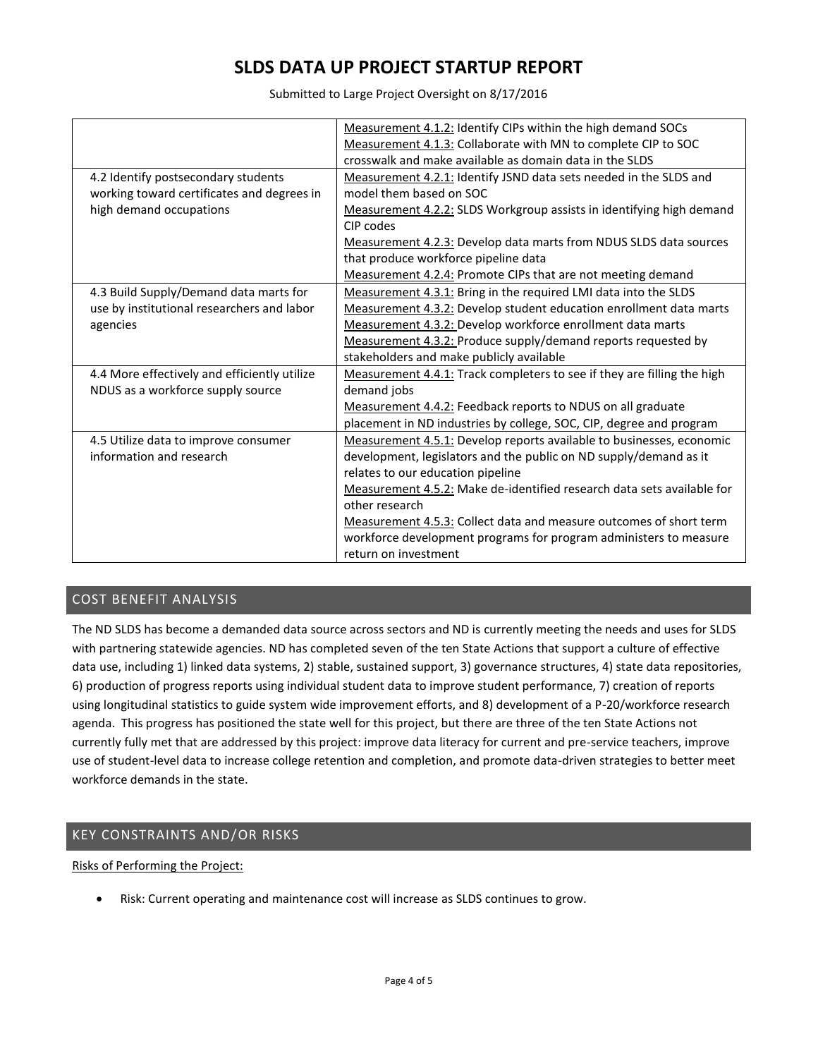# SLDS DATA UP PROJECT STARTUP REPORT

Submitted to Large Project Oversight on 8/17/2016

| | |
|---|---|
| | Measurement 4.1.2: Identify CIPs within the high demand SOCs<br>Measurement 4.1.3: Collaborate with MN to complete CIP to SOC crosswalk and make available as domain data in the SLDS |
| 4.2 Identify postsecondary students working toward certificates and degrees in high demand occupations | Measurement 4.2.1: Identify JSND data sets needed in the SLDS and model them based on SOC<br>Measurement 4.2.2: SLDS Workgroup assists in identifying high demand CIP codes<br>Measurement 4.2.3: Develop data marts from NDUS SLDS data sources that produce workforce pipeline data<br>Measurement 4.2.4: Promote CIPs that are not meeting demand |
| 4.3 Build Supply/Demand data marts for use by institutional researchers and labor agencies | Measurement 4.3.1: Bring in the required LMI data into the SLDS<br>Measurement 4.3.2: Develop student education enrollment data marts<br>Measurement 4.3.2: Develop workforce enrollment data marts<br>Measurement 4.3.2: Produce supply/demand reports requested by stakeholders and make publicly available |
| 4.4 More effectively and efficiently utilize NDUS as a workforce supply source | Measurement 4.4.1: Track completers to see if they are filling the high demand jobs<br>Measurement 4.4.2: Feedback reports to NDUS on all graduate placement in ND industries by college, SOC, CIP, degree and program |
| 4.5 Utilize data to improve consumer information and research | Measurement 4.5.1: Develop reports available to businesses, economic development, legislators and the public on ND supply/demand as it relates to our education pipeline<br>Measurement 4.5.2: Make de-identified research data sets available for other research<br>Measurement 4.5.3: Collect data and measure outcomes of short term workforce development programs for program administers to measure return on investment |

## COST BENEFIT ANALYSIS

The ND SLDS has become a demanded data source across sectors and ND is currently meeting the needs and uses for SLDS with partnering statewide agencies. ND has completed seven of the ten State Actions that support a culture of effective data use, including 1) linked data systems, 2) stable, sustained support, 3) governance structures, 4) state data repositories, 6) production of progress reports using individual student data to improve student performance, 7) creation of reports using longitudinal statistics to guide system wide improvement efforts, and 8) development of a P-20/workforce research agenda. This progress has positioned the state well for this project, but there are three of the ten State Actions not currently fully met that are addressed by this project: improve data literacy for current and pre-service teachers, improve use of student-level data to increase college retention and completion, and promote data-driven strategies to better meet workforce demands in the state.

## KEY CONSTRAINTS AND/OR RISKS

Risks of Performing the Project:

- Risk: Current operating and maintenance cost will increase as SLDS continues to grow.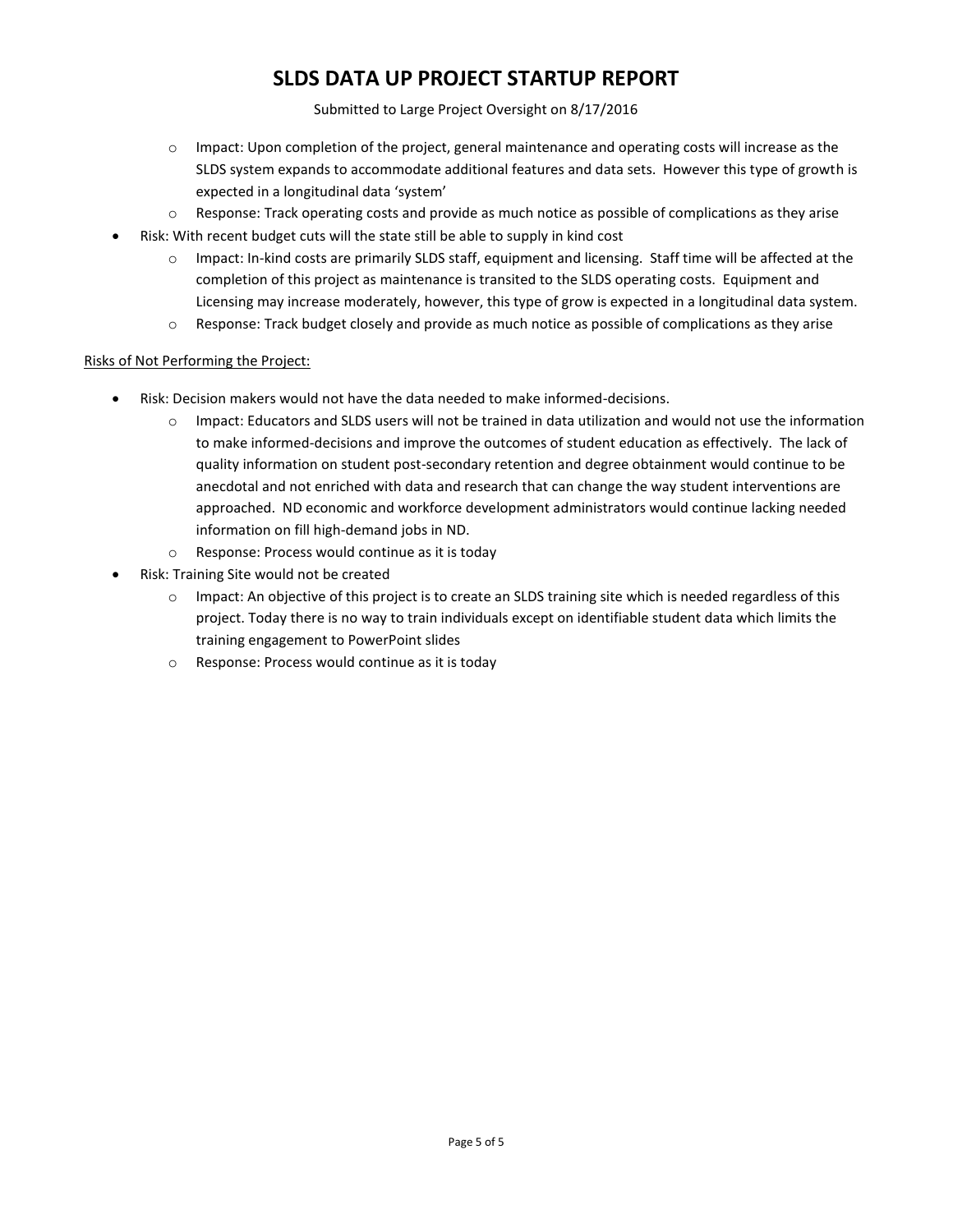- Impact: Upon completion of the project, general maintenance and operating costs will increase as the SLDS system expands to accommodate additional features and data sets. However this type of growth is expected in a longitudinal data 'system'
    - Response: Track operating costs and provide as much notice as possible of complications as they arise
- Risk: With recent budget cuts will the state still be able to supply in kind cost
    - Impact: In-kind costs are primarily SLDS staff, equipment and licensing. Staff time will be affected at the completion of this project as maintenance is transited to the SLDS operating costs. Equipment and Licensing may increase moderately, however, this type of grow is expected in a longitudinal data system.
    - Response: Track budget closely and provide as much notice as possible of complications as they arise

<u>Risks of Not Performing the Project:</u>

- Risk: Decision makers would not have the data needed to make informed-decisions.
    - Impact: Educators and SLDS users will not be trained in data utilization and would not use the information to make informed-decisions and improve the outcomes of student education as effectively. The lack of quality information on student post-secondary retention and degree obtainment would continue to be anecdotal and not enriched with data and research that can change the way student interventions are approached. ND economic and workforce development administrators would continue lacking needed information on fill high-demand jobs in ND.
    - Response: Process would continue as it is today
- Risk: Training Site would not be created
    - Impact: An objective of this project is to create an SLDS training site which is needed regardless of this project. Today there is no way to train individuals except on identifiable student data which limits the training engagement to PowerPoint slides
    - Response: Process would continue as it is today